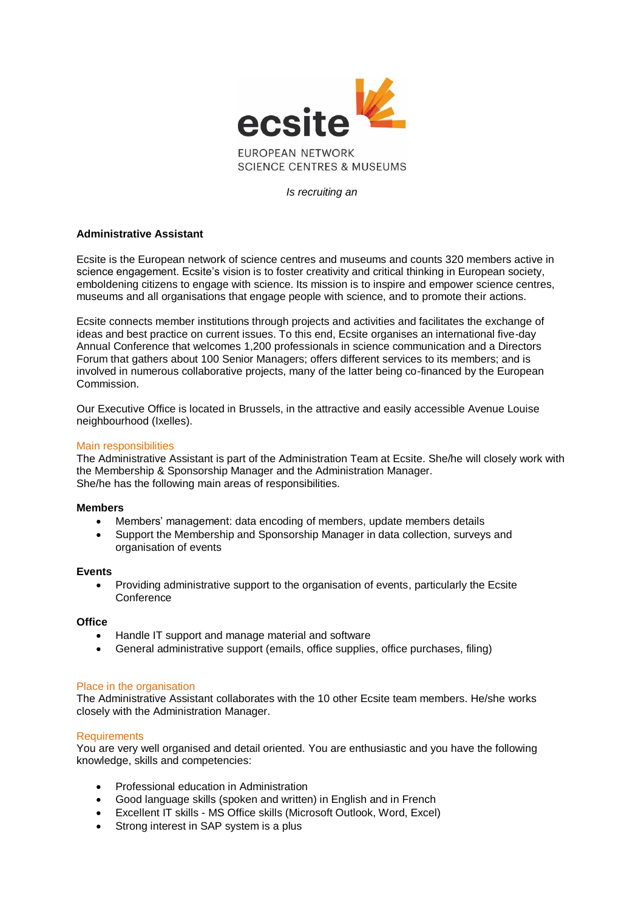ecsite

EUROPEAN NETWORK
SCIENCE CENTRES & MUSEUMS

*Is recruiting an*

**Administrative Assistant**

Ecsite is the European network of science centres and museums and counts 320 members active in science engagement. Ecsite's vision is to foster creativity and critical thinking in European society, emboldening citizens to engage with science. Its mission is to inspire and empower science centres, museums and all organisations that engage people with science, and to promote their actions.

Ecsite connects member institutions through projects and activities and facilitates the exchange of ideas and best practice on current issues. To this end, Ecsite organises an international five-day Annual Conference that welcomes 1,200 professionals in science communication and a Directors Forum that gathers about 100 Senior Managers; offers different services to its members; and is involved in numerous collaborative projects, many of the latter being co-financed by the European Commission.

Our Executive Office is located in Brussels, in the attractive and easily accessible Avenue Louise neighbourhood (Ixelles).

## Main responsibilities

The Administrative Assistant is part of the Administration Team at Ecsite. She/he will closely work with the Membership & Sponsorship Manager and the Administration Manager.
She/he has the following main areas of responsibilities.

**Members**

- Members' management: data encoding of members, update members details
- Support the Membership and Sponsorship Manager in data collection, surveys and organisation of events

**Events**

- Providing administrative support to the organisation of events, particularly the Ecsite Conference

**Office**

- Handle IT support and manage material and software
- General administrative support (emails, office supplies, office purchases, filing)

## Place in the organisation

The Administrative Assistant collaborates with the 10 other Ecsite team members. He/she works closely with the Administration Manager.

## Requirements

You are very well organised and detail oriented. You are enthusiastic and you have the following knowledge, skills and competencies:

- Professional education in Administration
- Good language skills (spoken and written) in English and in French
- Excellent IT skills - MS Office skills (Microsoft Outlook, Word, Excel)
- Strong interest in SAP system is a plus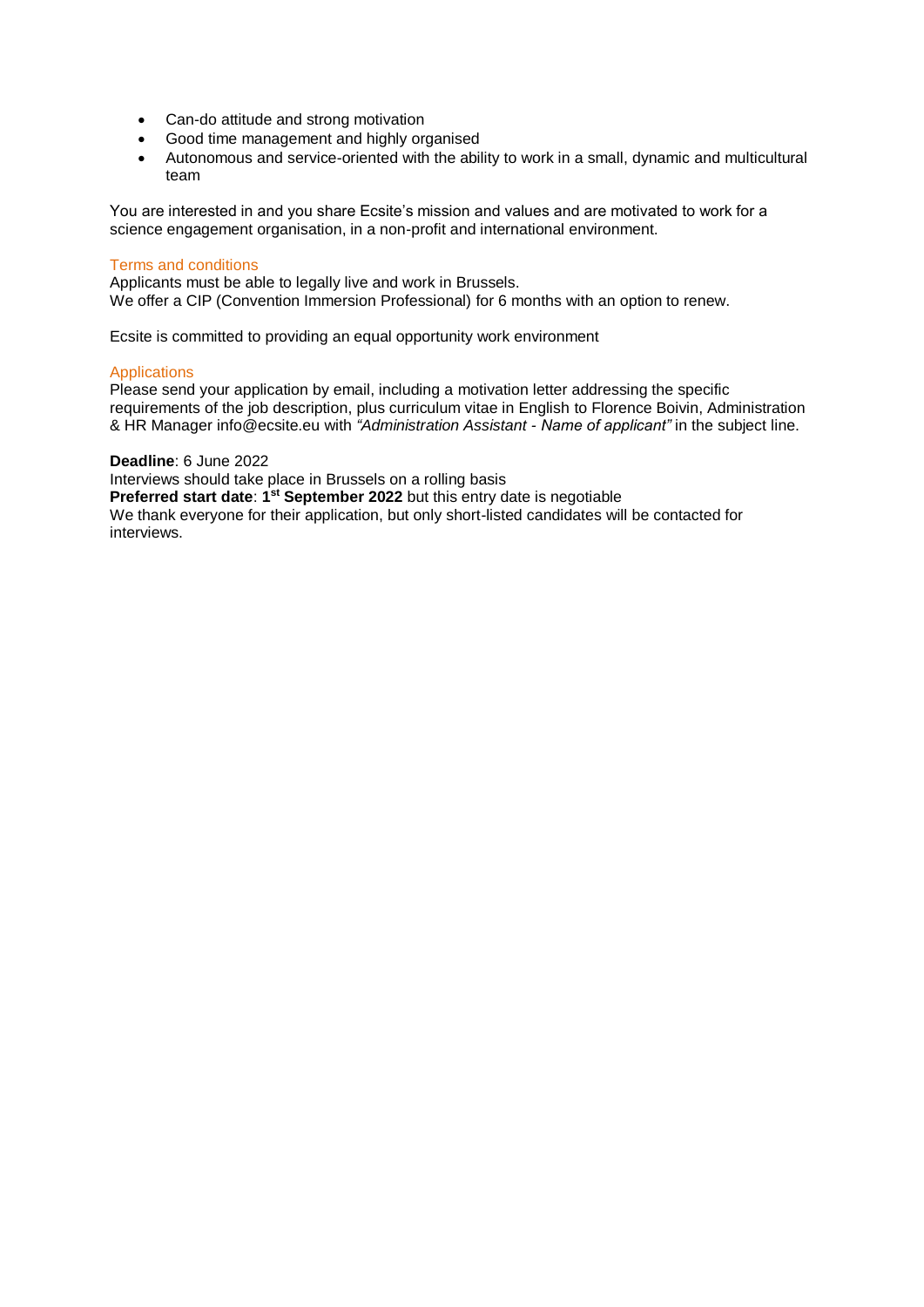- Can-do attitude and strong motivation
- Good time management and highly organised
- Autonomous and service-oriented with the ability to work in a small, dynamic and multicultural team

You are interested in and you share Ecsite's mission and values and are motivated to work for a science engagement organisation, in a non-profit and international environment.

## Terms and conditions

Applicants must be able to legally live and work in Brussels.
We offer a CIP (Convention Immersion Professional) for 6 months with an option to renew.

Ecsite is committed to providing an equal opportunity work environment

## Applications

Please send your application by email, including a motivation letter addressing the specific requirements of the job description, plus curriculum vitae in English to Florence Boivin, Administration & HR Manager info@ecsite.eu with *"Administration Assistant - Name of applicant"* in the subject line.

**Deadline**: 6 June 2022
Interviews should take place in Brussels on a rolling basis
**Preferred start date**: **1st September 2022** but this entry date is negotiable
We thank everyone for their application, but only short-listed candidates will be contacted for interviews.